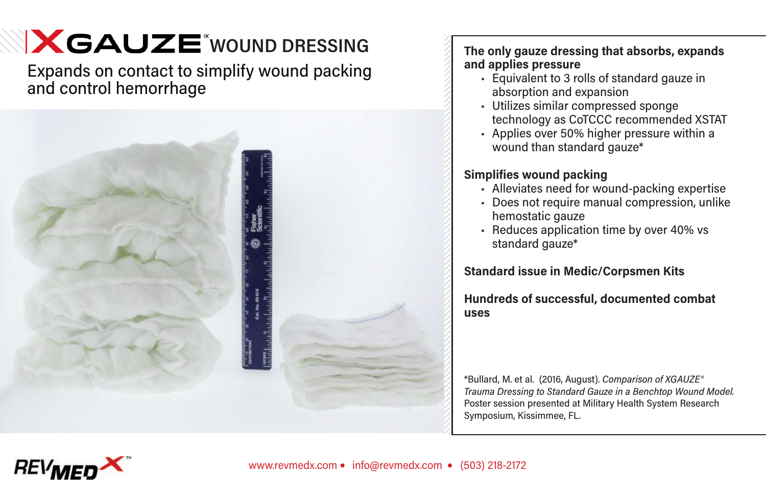# XGAUZE® WOUND DRESSING

Expands on contact to simplify wound packing and control hemorrhage

**The only gauze dressing that absorbs, expands and applies pressure**

- Equivalent to 3 rolls of standard gauze in absorption and expansion
- Utilizes similar compressed sponge technology as CoTCCC recommended XSTAT
- Applies over 50% higher pressure within a wound than standard gauze*

**Simplifies wound packing**

- Alleviates need for wound-packing expertise
- Does not require manual compression, unlike hemostatic gauze
- Reduces application time by over 40% vs standard gauze*

**Standard issue in Medic/Corpsmen Kits**

**Hundreds of successful, documented combat uses**

*Bullard, M. et al. (2016, August). *Comparison of XGAUZE® Trauma Dressing to Standard Gauze in a Benchtop Wound Model.* Poster session presented at Military Health System Research Symposium, Kissimmee, FL.

REVMEDX™

www.revmedx.com • info@revmedx.com • (503) 218-2172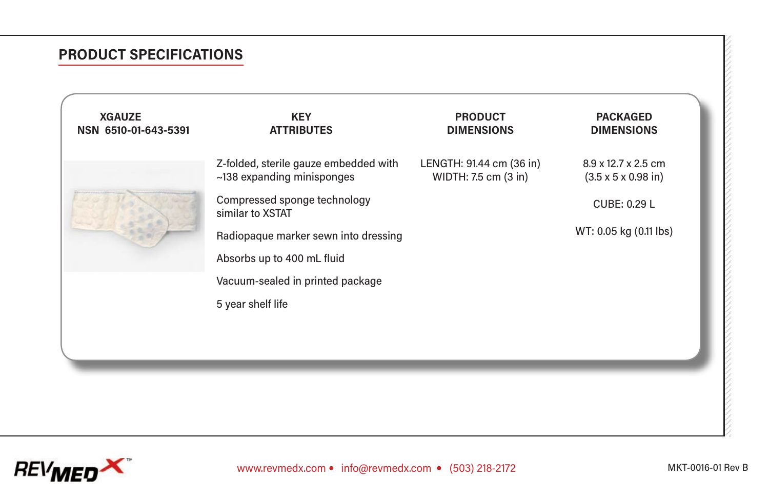## PRODUCT SPECIFICATIONS

| XGAUZE NSN 6510-01-643-5391 | KEY ATTRIBUTES | PRODUCT DIMENSIONS | PACKAGED DIMENSIONS |
|---|---|---|---|
| | Z-folded, sterile gauze embedded with ~138 expanding minisponges<br><br>Compressed sponge technology similar to XSTAT<br><br>Radiopaque marker sewn into dressing<br><br>Absorbs up to 400 mL fluid<br><br>Vacuum-sealed in printed package<br><br>5 year shelf life | LENGTH: 91.44 cm (36 in)<br>WIDTH: 7.5 cm (3 in) | 8.9 x 12.7 x 2.5 cm<br>(3.5 x 5 x 0.98 in)<br><br>CUBE: 0.29 L<br><br>WT: 0.05 kg (0.11 lbs) |

REVMEDX™

www.revmedx.com • info@revmedx.com • (503) 218-2172

MKT-0016-01 Rev B